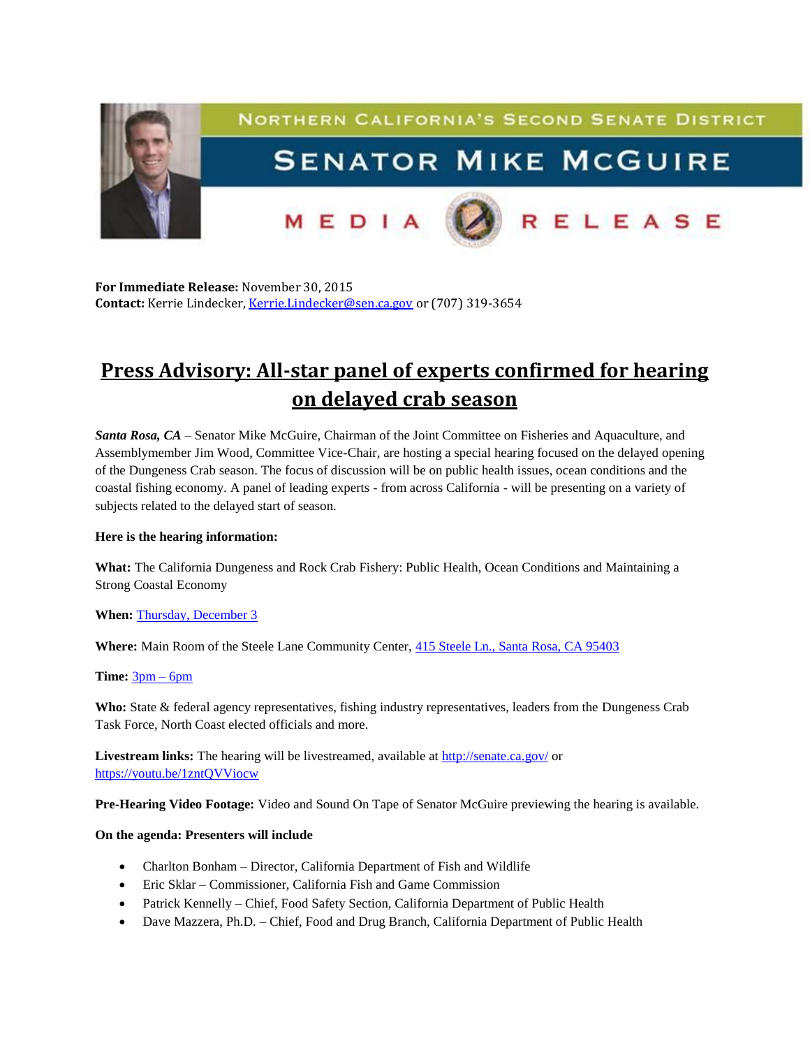NORTHERN CALIFORNIA'S SECOND SENATE DISTRICT

SENATOR MIKE MCGUIRE

MEDIA RELEASE

**For Immediate Release:** November 30, 2015
**Contact:** Kerrie Lindecker, Kerrie.Lindecker@sen.ca.gov or (707) 319-3654

# Press Advisory: All-star panel of experts confirmed for hearing on delayed crab season

***Santa Rosa, CA*** – Senator Mike McGuire, Chairman of the Joint Committee on Fisheries and Aquaculture, and Assemblymember Jim Wood, Committee Vice-Chair, are hosting a special hearing focused on the delayed opening of the Dungeness Crab season. The focus of discussion will be on public health issues, ocean conditions and the coastal fishing economy. A panel of leading experts - from across California - will be presenting on a variety of subjects related to the delayed start of season.

**Here is the hearing information:**

**What:** The California Dungeness and Rock Crab Fishery: Public Health, Ocean Conditions and Maintaining a Strong Coastal Economy

**When:** Thursday, December 3

**Where:** Main Room of the Steele Lane Community Center, 415 Steele Ln., Santa Rosa, CA 95403

**Time:** 3pm – 6pm

**Who:** State & federal agency representatives, fishing industry representatives, leaders from the Dungeness Crab Task Force, North Coast elected officials and more.

**Livestream links:** The hearing will be livestreamed, available at http://senate.ca.gov/ or https://youtu.be/1zntQVViocw

**Pre-Hearing Video Footage:** Video and Sound On Tape of Senator McGuire previewing the hearing is available.

**On the agenda: Presenters will include**

- Charlton Bonham – Director, California Department of Fish and Wildlife
- Eric Sklar – Commissioner, California Fish and Game Commission
- Patrick Kennelly – Chief, Food Safety Section, California Department of Public Health
- Dave Mazzera, Ph.D. – Chief, Food and Drug Branch, California Department of Public Health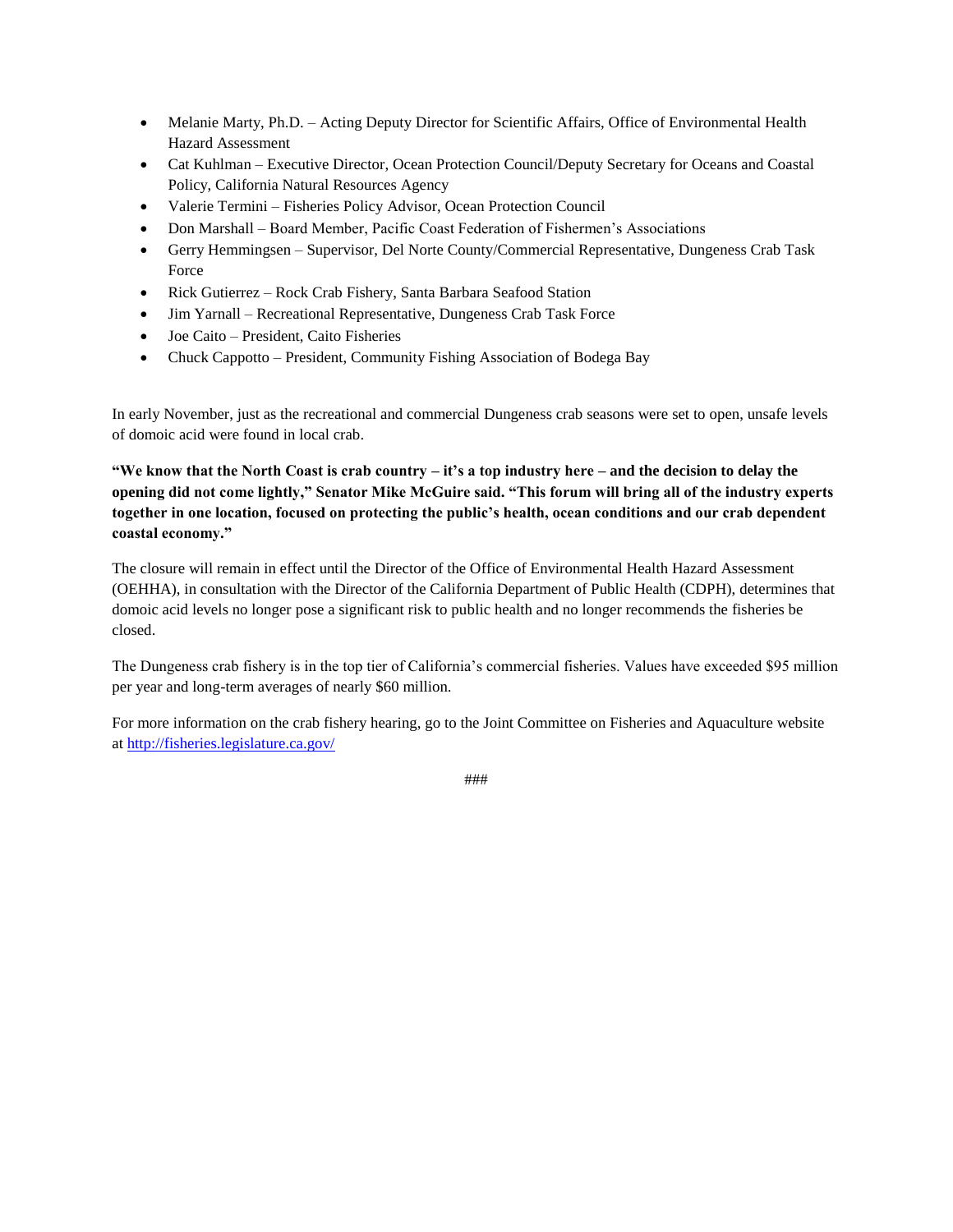- Melanie Marty, Ph.D. – Acting Deputy Director for Scientific Affairs, Office of Environmental Health Hazard Assessment
- Cat Kuhlman – Executive Director, Ocean Protection Council/Deputy Secretary for Oceans and Coastal Policy, California Natural Resources Agency
- Valerie Termini – Fisheries Policy Advisor, Ocean Protection Council
- Don Marshall – Board Member, Pacific Coast Federation of Fishermen's Associations
- Gerry Hemmingsen – Supervisor, Del Norte County/Commercial Representative, Dungeness Crab Task Force
- Rick Gutierrez – Rock Crab Fishery, Santa Barbara Seafood Station
- Jim Yarnall – Recreational Representative, Dungeness Crab Task Force
- Joe Caito – President, Caito Fisheries
- Chuck Cappotto – President, Community Fishing Association of Bodega Bay

In early November, just as the recreational and commercial Dungeness crab seasons were set to open, unsafe levels of domoic acid were found in local crab.

**"We know that the North Coast is crab country – it's a top industry here – and the decision to delay the opening did not come lightly," Senator Mike McGuire said. "This forum will bring all of the industry experts together in one location, focused on protecting the public's health, ocean conditions and our crab dependent coastal economy."**

The closure will remain in effect until the Director of the Office of Environmental Health Hazard Assessment (OEHHA), in consultation with the Director of the California Department of Public Health (CDPH), determines that domoic acid levels no longer pose a significant risk to public health and no longer recommends the fisheries be closed.

The Dungeness crab fishery is in the top tier of California's commercial fisheries. Values have exceeded $95 million per year and long-term averages of nearly $60 million.

For more information on the crab fishery hearing, go to the Joint Committee on Fisheries and Aquaculture website at http://fisheries.legislature.ca.gov/

###